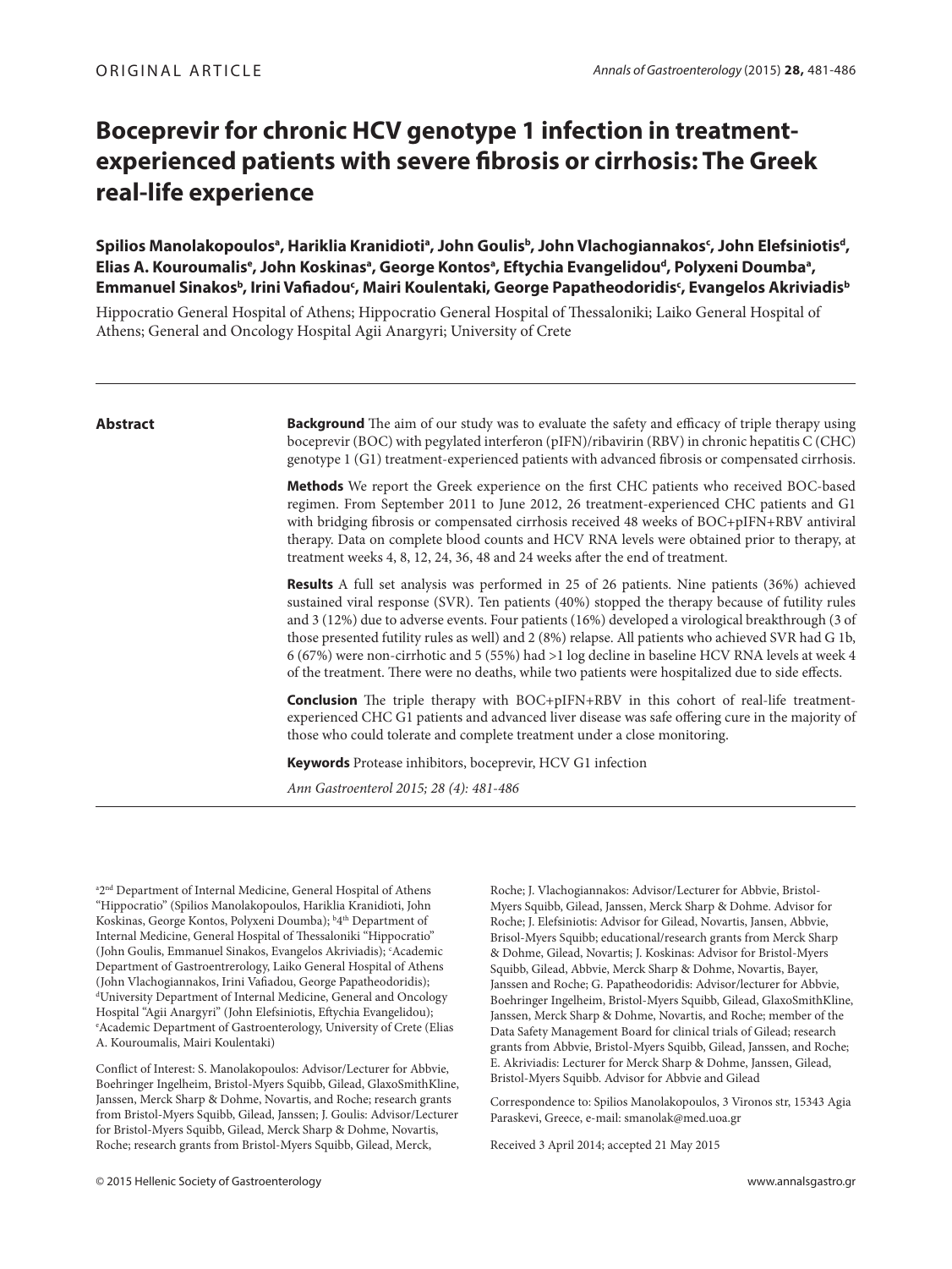ORIGINAL ARTICLE

# Boceprevir for chronic HCV genotype 1 infection in treatment-experienced patients with severe fibrosis or cirrhosis: The Greek real-life experience

**Spilios Manolakopoulos[a], Hariklia Kranidioti[a], John Goulis[b], John Vlachogiannakos[c], John Elefsiniotis[d], Elias A. Kouroumalis[e], John Koskinas[a], George Kontos[a], Eftychia Evangelidou[d], Polyxeni Doumba[a], Emmanuel Sinakos[b], Irini Vafiadou[c], Mairi Koulentaki, George Papatheodoridis[c], Evangelos Akriviadis[b]**

Hippocratio General Hospital of Athens; Hippocratio General Hospital of Thessaloniki; Laiko General Hospital of Athens; General and Oncology Hospital Agii Anargyri; University of Crete

## Abstract

**Background** The aim of our study was to evaluate the safety and efficacy of triple therapy using boceprevir (BOC) with pegylated interferon (pIFN)/ribavirin (RBV) in chronic hepatitis C (CHC) genotype 1 (G1) treatment-experienced patients with advanced fibrosis or compensated cirrhosis.

**Methods** We report the Greek experience on the first CHC patients who received BOC-based regimen. From September 2011 to June 2012, 26 treatment-experienced CHC patients and G1 with bridging fibrosis or compensated cirrhosis received 48 weeks of BOC+pIFN+RBV antiviral therapy. Data on complete blood counts and HCV RNA levels were obtained prior to therapy, at treatment weeks 4, 8, 12, 24, 36, 48 and 24 weeks after the end of treatment.

**Results** A full set analysis was performed in 25 of 26 patients. Nine patients (36%) achieved sustained viral response (SVR). Ten patients (40%) stopped the therapy because of futility rules and 3 (12%) due to adverse events. Four patients (16%) developed a virological breakthrough (3 of those presented futility rules as well) and 2 (8%) relapse. All patients who achieved SVR had G 1b, 6 (67%) were non-cirrhotic and 5 (55%) had >1 log decline in baseline HCV RNA levels at week 4 of the treatment. There were no deaths, while two patients were hospitalized due to side effects.

**Conclusion** The triple therapy with BOC+pIFN+RBV in this cohort of real-life treatment-experienced CHC G1 patients and advanced liver disease was safe offering cure in the majority of those who could tolerate and complete treatment under a close monitoring.

**Keywords** Protease inhibitors, boceprevir, HCV G1 infection

*Ann Gastroenterol 2015; 28 (4): 481-486*

---

[a]2[nd] Department of Internal Medicine, General Hospital of Athens "Hippocratio" (Spilios Manolakopoulos, Hariklia Kranidioti, John Koskinas, George Kontos, Polyxeni Doumba); [b]4[th] Department of Internal Medicine, General Hospital of Thessaloniki "Hippocratio" (John Goulis, Emmanuel Sinakos, Evangelos Akriviadis); [c]Academic Department of Gastroentrerology, Laiko General Hospital of Athens (John Vlachogiannakos, Irini Vafiadou, George Papatheodoridis); [d]University Department of Internal Medicine, General and Oncology Hospital "Agii Anargyri" (John Elefsiniotis, Eftychia Evangelidou); [e]Academic Department of Gastroenterology, University of Crete (Elias A. Kouroumalis, Mairi Koulentaki)

Conflict of Interest: S. Manolakopoulos: Advisor/Lecturer for Abbvie, Boehringer Ingelheim, Bristol-Myers Squibb, Gilead, GlaxoSmithKline, Janssen, Merck Sharp & Dohme, Novartis, and Roche; research grants from Bristol-Myers Squibb, Gilead, Janssen; J. Goulis: Advisor/Lecturer for Bristol-Myers Squibb, Gilead, Merck Sharp & Dohme, Novartis, Roche; research grants from Bristol-Myers Squibb, Gilead, Merck, Roche; J. Vlachogiannakos: Advisor/Lecturer for Abbvie, Bristol-Myers Squibb, Gilead, Janssen, Merck Sharp & Dohme. Advisor for Roche; J. Elefsiniotis: Advisor for Gilead, Novartis, Jansen, Abbvie, Brisol-Myers Squibb; educational/research grants from Merck Sharp & Dohme, Gilead, Novartis; J. Koskinas: Advisor for Bristol-Myers Squibb, Gilead, Abbvie, Merck Sharp & Dohme, Novartis, Bayer, Janssen and Roche; G. Papatheodoridis: Advisor/lecturer for Abbvie, Boehringer Ingelheim, Bristol-Myers Squibb, Gilead, GlaxoSmithKline, Janssen, Merck Sharp & Dohme, Novartis, and Roche; member of the Data Safety Management Board for clinical trials of Gilead; research grants from Abbvie, Bristol-Myers Squibb, Gilead, Janssen, and Roche; E. Akriviadis: Lecturer for Merck Sharp & Dohme, Janssen, Gilead, Bristol-Myers Squibb. Advisor for Abbvie and Gilead

Correspondence to: Spilios Manolakopoulos, 3 Vironos str, 15343 Agia Paraskevi, Greece, e-mail: smanolak@med.uoa.gr

Received 3 April 2014; accepted 21 May 2015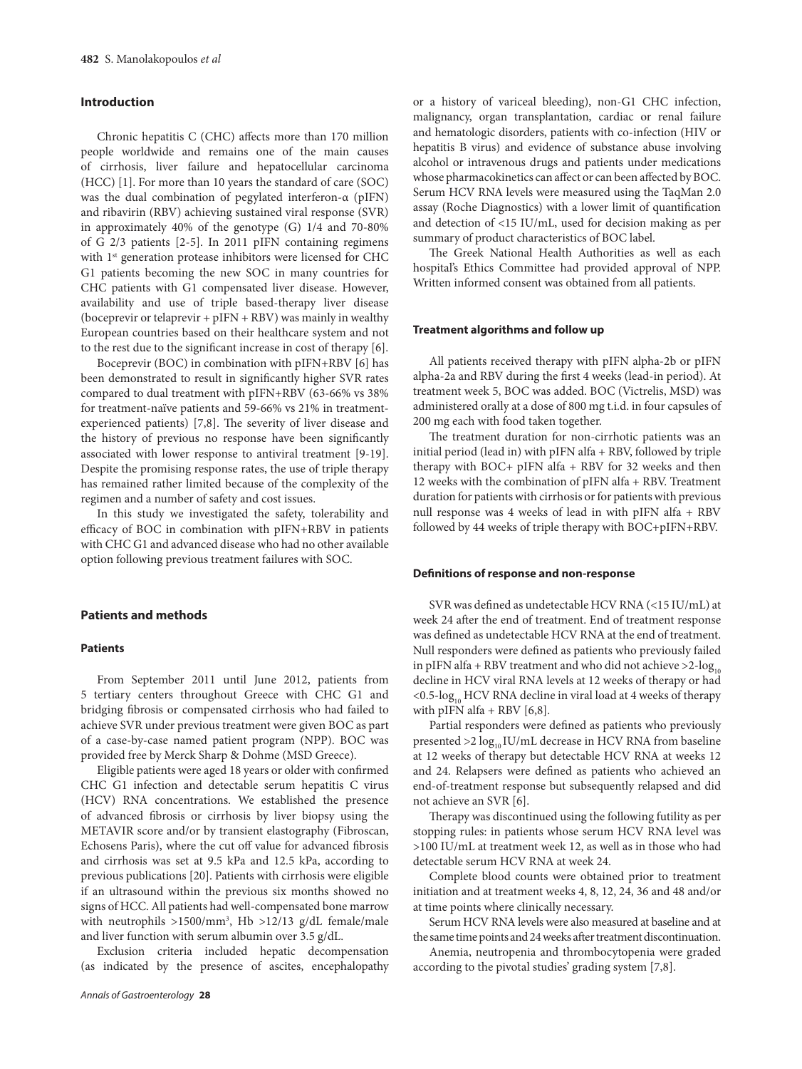## Introduction

Chronic hepatitis C (CHC) affects more than 170 million people worldwide and remains one of the main causes of cirrhosis, liver failure and hepatocellular carcinoma (HCC) [1]. For more than 10 years the standard of care (SOC) was the dual combination of pegylated interferon-α (pIFN) and ribavirin (RBV) achieving sustained viral response (SVR) in approximately 40% of the genotype (G) 1/4 and 70-80% of G 2/3 patients [2-5]. In 2011 pIFN containing regimens with 1st generation protease inhibitors were licensed for CHC G1 patients becoming the new SOC in many countries for CHC patients with G1 compensated liver disease. However, availability and use of triple based-therapy liver disease (boceprevir or telaprevir + pIFN + RBV) was mainly in wealthy European countries based on their healthcare system and not to the rest due to the significant increase in cost of therapy [6].

Boceprevir (BOC) in combination with pIFN+RBV [6] has been demonstrated to result in significantly higher SVR rates compared to dual treatment with pIFN+RBV (63-66% vs 38% for treatment-naïve patients and 59-66% vs 21% in treatment-experienced patients) [7,8]. The severity of liver disease and the history of previous no response have been significantly associated with lower response to antiviral treatment [9-19]. Despite the promising response rates, the use of triple therapy has remained rather limited because of the complexity of the regimen and a number of safety and cost issues.

In this study we investigated the safety, tolerability and efficacy of BOC in combination with pIFN+RBV in patients with CHC G1 and advanced disease who had no other available option following previous treatment failures with SOC.

## Patients and methods

### Patients

From September 2011 until June 2012, patients from 5 tertiary centers throughout Greece with CHC G1 and bridging fibrosis or compensated cirrhosis who had failed to achieve SVR under previous treatment were given BOC as part of a case-by-case named patient program (NPP). BOC was provided free by Merck Sharp & Dohme (MSD Greece).

Eligible patients were aged 18 years or older with confirmed CHC G1 infection and detectable serum hepatitis C virus (HCV) RNA concentrations. We established the presence of advanced fibrosis or cirrhosis by liver biopsy using the METAVIR score and/or by transient elastography (Fibroscan, Echosens Paris), where the cut off value for advanced fibrosis and cirrhosis was set at 9.5 kPa and 12.5 kPa, according to previous publications [20]. Patients with cirrhosis were eligible if an ultrasound within the previous six months showed no signs of HCC. All patients had well-compensated bone marrow with neutrophils $>1500/mm^3$, Hb >12/13 g/dL female/male and liver function with serum albumin over 3.5 g/dL.

Exclusion criteria included hepatic decompensation (as indicated by the presence of ascites, encephalopathy or a history of variceal bleeding), non-G1 CHC infection, malignancy, organ transplantation, cardiac or renal failure and hematologic disorders, patients with co-infection (HIV or hepatitis B virus) and evidence of substance abuse involving alcohol or intravenous drugs and patients under medications whose pharmacokinetics can affect or can been affected by BOC. Serum HCV RNA levels were measured using the TaqMan 2.0 assay (Roche Diagnostics) with a lower limit of quantification and detection of <15 IU/mL, used for decision making as per summary of product characteristics of BOC label.

The Greek National Health Authorities as well as each hospital's Ethics Committee had provided approval of NPP. Written informed consent was obtained from all patients.

### Treatment algorithms and follow up

All patients received therapy with pIFN alpha-2b or pIFN alpha-2a and RBV during the first 4 weeks (lead-in period). At treatment week 5, BOC was added. BOC (Victrelis, MSD) was administered orally at a dose of 800 mg t.i.d. in four capsules of 200 mg each with food taken together.

The treatment duration for non-cirrhotic patients was an initial period (lead in) with pIFN alfa + RBV, followed by triple therapy with BOC+ pIFN alfa + RBV for 32 weeks and then 12 weeks with the combination of pIFN alfa + RBV. Treatment duration for patients with cirrhosis or for patients with previous null response was 4 weeks of lead in with pIFN alfa + RBV followed by 44 weeks of triple therapy with BOC+pIFN+RBV.

### Definitions of response and non-response

SVR was defined as undetectable HCV RNA (<15 IU/mL) at week 24 after the end of treatment. End of treatment response was defined as undetectable HCV RNA at the end of treatment. Null responders were defined as patients who previously failed in pIFN alfa + RBV treatment and who did not achieve $>2\text{-}\log_{10}$ decline in HCV viral RNA levels at 12 weeks of therapy or had $<0.5\text{-}\log_{10}$ HCV RNA decline in viral load at 4 weeks of therapy with pIFN alfa + RBV [6,8].

Partial responders were defined as patients who previously presented $>2 \log_{10}$ IU/mL decrease in HCV RNA from baseline at 12 weeks of therapy but detectable HCV RNA at weeks 12 and 24. Relapsers were defined as patients who achieved an end-of-treatment response but subsequently relapsed and did not achieve an SVR [6].

Therapy was discontinued using the following futility as per stopping rules: in patients whose serum HCV RNA level was >100 IU/mL at treatment week 12, as well as in those who had detectable serum HCV RNA at week 24.

Complete blood counts were obtained prior to treatment initiation and at treatment weeks 4, 8, 12, 24, 36 and 48 and/or at time points where clinically necessary.

Serum HCV RNA levels were also measured at baseline and at the same time points and 24 weeks after treatment discontinuation.

Anemia, neutropenia and thrombocytopenia were graded according to the pivotal studies' grading system [7,8].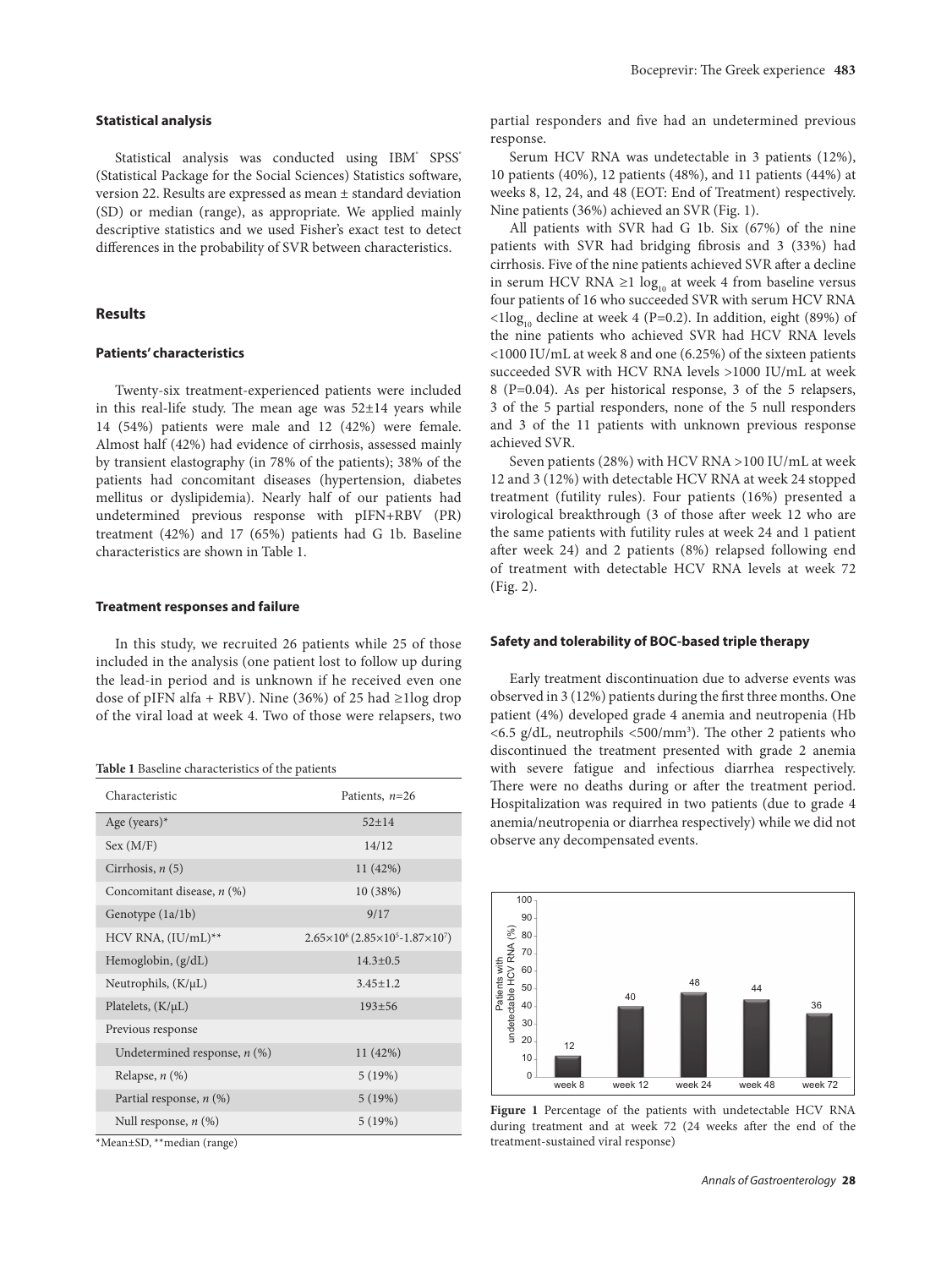### Statistical analysis

Statistical analysis was conducted using IBM® SPSS® (Statistical Package for the Social Sciences) Statistics software, version 22. Results are expressed as mean ± standard deviation (SD) or median (range), as appropriate. We applied mainly descriptive statistics and we used Fisher's exact test to detect differences in the probability of SVR between characteristics.

## Results

### Patients' characteristics

Twenty-six treatment-experienced patients were included in this real-life study. The mean age was 52±14 years while 14 (54%) patients were male and 12 (42%) were female. Almost half (42%) had evidence of cirrhosis, assessed mainly by transient elastography (in 78% of the patients); 38% of the patients had concomitant diseases (hypertension, diabetes mellitus or dyslipidemia). Nearly half of our patients had undetermined previous response with pIFN+RBV (PR) treatment (42%) and 17 (65%) patients had G 1b. Baseline characteristics are shown in Table 1.

### Treatment responses and failure

In this study, we recruited 26 patients while 25 of those included in the analysis (one patient lost to follow up during the lead-in period and is unknown if he received even one dose of pIFN alfa + RBV). Nine (36%) of 25 had ≥1log drop of the viral load at week 4. Two of those were relapsers, two partial responders and five had an undetermined previous response.

**Table 1** Baseline characteristics of the patients

| Characteristic | Patients, *n*=26 |
| --- | --- |
| Age (years)* | 52±14 |
| Sex (M/F) | 14/12 |
| Cirrhosis, *n* (5) | 11 (42%) |
| Concomitant disease, *n* (%) | 10 (38%) |
| Genotype (1a/1b) | 9/17 |
| HCV RNA, (IU/mL)** | $2.65\times10^{6}$ ($2.85\times10^{5}$-$1.87\times10^{7}$) |
| Hemoglobin, (g/dL) | 14.3±0.5 |
| Neutrophils, (K/μL) | 3.45±1.2 |
| Platelets, (K/μL) | 193±56 |
| Previous response | |
| Undetermined response, *n* (%) | 11 (42%) |
| Relapse, *n* (%) | 5 (19%) |
| Partial response, *n* (%) | 5 (19%) |
| Null response, *n* (%) | 5 (19%) |

*Mean±SD, **median (range)

Serum HCV RNA was undetectable in 3 patients (12%), 10 patients (40%), 12 patients (48%), and 11 patients (44%) at weeks 8, 12, 24, and 48 (EOT: End of Treatment) respectively. Nine patients (36%) achieved an SVR (Fig. 1).

All patients with SVR had G 1b. Six (67%) of the nine patients with SVR had bridging fibrosis and 3 (33%) had cirrhosis. Five of the nine patients achieved SVR after a decline in serum HCV RNA ≥1 $\log_{10}$ at week 4 from baseline versus four patients of 16 who succeeded SVR with serum HCV RNA <1$\log_{10}$ decline at week 4 (P=0.2). In addition, eight (89%) of the nine patients who achieved SVR had HCV RNA levels <1000 IU/mL at week 8 and one (6.25%) of the sixteen patients succeeded SVR with HCV RNA levels >1000 IU/mL at week 8 (P=0.04). As per historical response, 3 of the 5 relapsers, 3 of the 5 partial responders, none of the 5 null responders and 3 of the 11 patients with unknown previous response achieved SVR.

Seven patients (28%) with HCV RNA >100 IU/mL at week 12 and 3 (12%) with detectable HCV RNA at week 24 stopped treatment (futility rules). Four patients (16%) presented a virological breakthrough (3 of those after week 12 who are the same patients with futility rules at week 24 and 1 patient after week 24) and 2 patients (8%) relapsed following end of treatment with detectable HCV RNA levels at week 72 (Fig. 2).

### Safety and tolerability of BOC-based triple therapy

Early treatment discontinuation due to adverse events was observed in 3 (12%) patients during the first three months. One patient (4%) developed grade 4 anemia and neutropenia (Hb <6.5 g/dL, neutrophils <500/mm³). The other 2 patients who discontinued the treatment presented with grade 2 anemia with severe fatigue and infectious diarrhea respectively. There were no deaths during or after the treatment period. Hospitalization was required in two patients (due to grade 4 anemia/neutropenia or diarrhea respectively) while we did not observe any decompensated events.

**Figure 1** Percentage of the patients with undetectable HCV RNA during treatment and at week 72 (24 weeks after the end of the treatment-sustained viral response)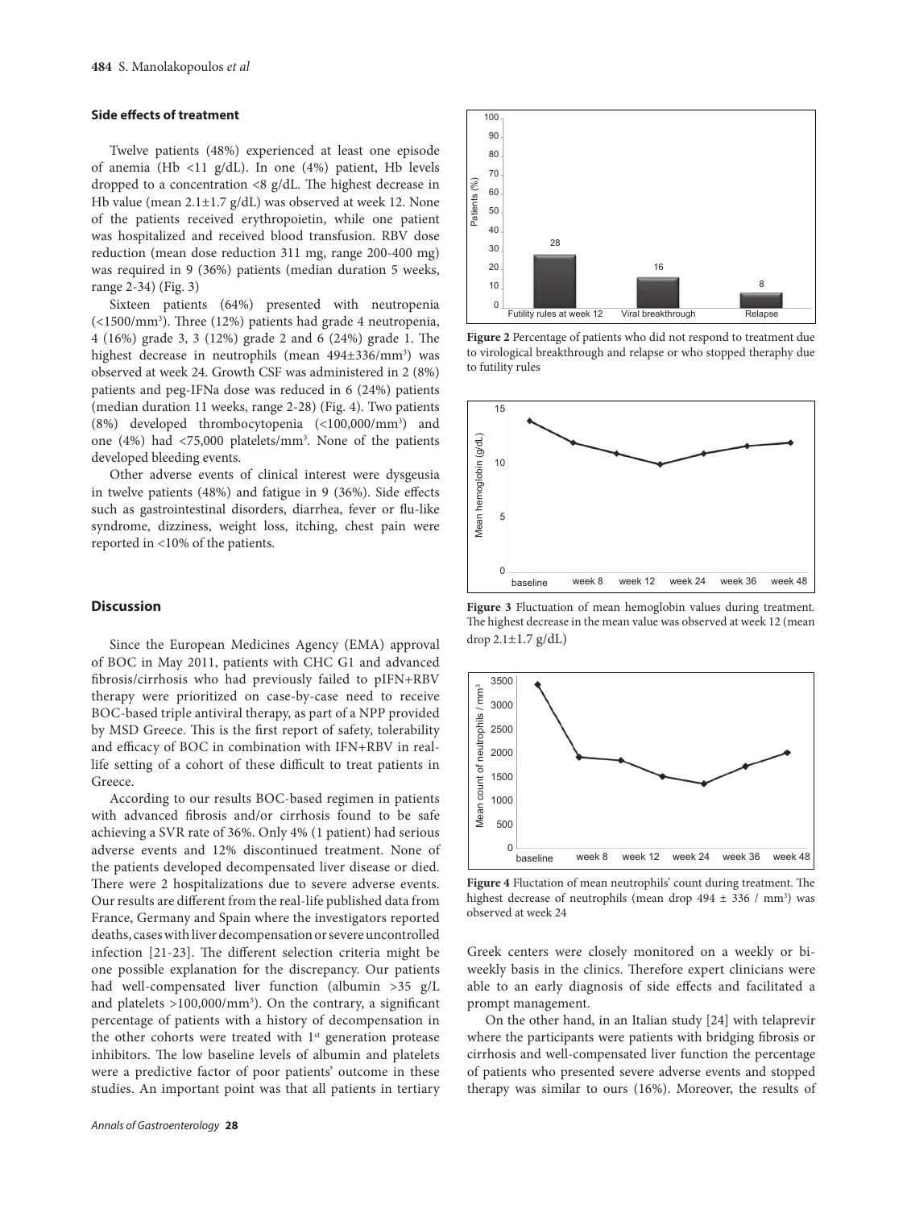### Side effects of treatment

Twelve patients (48%) experienced at least one episode of anemia (Hb <11 g/dL). In one (4%) patient, Hb levels dropped to a concentration <8 g/dL. The highest decrease in Hb value (mean 2.1±1.7 g/dL) was observed at week 12. None of the patients received erythropoietin, while one patient was hospitalized and received blood transfusion. RBV dose reduction (mean dose reduction 311 mg, range 200-400 mg) was required in 9 (36%) patients (median duration 5 weeks, range 2-34) (Fig. 3)

Sixteen patients (64%) presented with neutropenia (<1500/mm$^3$). Three (12%) patients had grade 4 neutropenia, 4 (16%) grade 3, 3 (12%) grade 2 and 6 (24%) grade 1. The highest decrease in neutrophils (mean 494±336/mm$^3$) was observed at week 24. Growth CSF was administered in 2 (8%) patients and peg-IFNa dose was reduced in 6 (24%) patients (median duration 11 weeks, range 2-28) (Fig. 4). Two patients (8%) developed thrombocytopenia (<100,000/mm$^3$) and one (4%) had <75,000 platelets/mm$^3$. None of the patients developed bleeding events.

Other adverse events of clinical interest were dysgeusia in twelve patients (48%) and fatigue in 9 (36%). Side effects such as gastrointestinal disorders, diarrhea, fever or flu-like syndrome, dizziness, weight loss, itching, chest pain were reported in <10% of the patients.

Figure 2 Percentage of patients who did not respond to treatment due to virological breakthrough and relapse or who stopped theraphy due to futility rules

Figure 3 Fluctuation of mean hemoglobin values during treatment. The highest decrease in the mean value was observed at week 12 (mean drop 2.1±1.7 g/dL)

Figure 4 Fluctation of mean neutrophils' count during treatment. The highest decrease of neutrophils (mean drop 494 ± 336 / mm$^3$) was observed at week 24

## Discussion

Since the European Medicines Agency (EMA) approval of BOC in May 2011, patients with CHC G1 and advanced fibrosis/cirrhosis who had previously failed to pIFN+RBV therapy were prioritized on case-by-case need to receive BOC-based triple antiviral therapy, as part of a NPP provided by MSD Greece. This is the first report of safety, tolerability and efficacy of BOC in combination with IFN+RBV in real-life setting of a cohort of these difficult to treat patients in Greece.

According to our results BOC-based regimen in patients with advanced fibrosis and/or cirrhosis found to be safe achieving a SVR rate of 36%. Only 4% (1 patient) had serious adverse events and 12% discontinued treatment. None of the patients developed decompensated liver disease or died. There were 2 hospitalizations due to severe adverse events. Our results are different from the real-life published data from France, Germany and Spain where the investigators reported deaths, cases with liver decompensation or severe uncontrolled infection [21-23]. The different selection criteria might be one possible explanation for the discrepancy. Our patients had well-compensated liver function (albumin >35 g/L and platelets >100,000/mm$^3$). On the contrary, a significant percentage of patients with a history of decompensation in the other cohorts were treated with 1st generation protease inhibitors. The low baseline levels of albumin and platelets were a predictive factor of poor patients' outcome in these studies. An important point was that all patients in tertiary Greek centers were closely monitored on a weekly or bi-weekly basis in the clinics. Therefore expert clinicians were able to an early diagnosis of side effects and facilitated a prompt management.

On the other hand, in an Italian study [24] with telaprevir where the participants were patients with bridging fibrosis or cirrhosis and well-compensated liver function the percentage of patients who presented severe adverse events and stopped therapy was similar to ours (16%). Moreover, the results of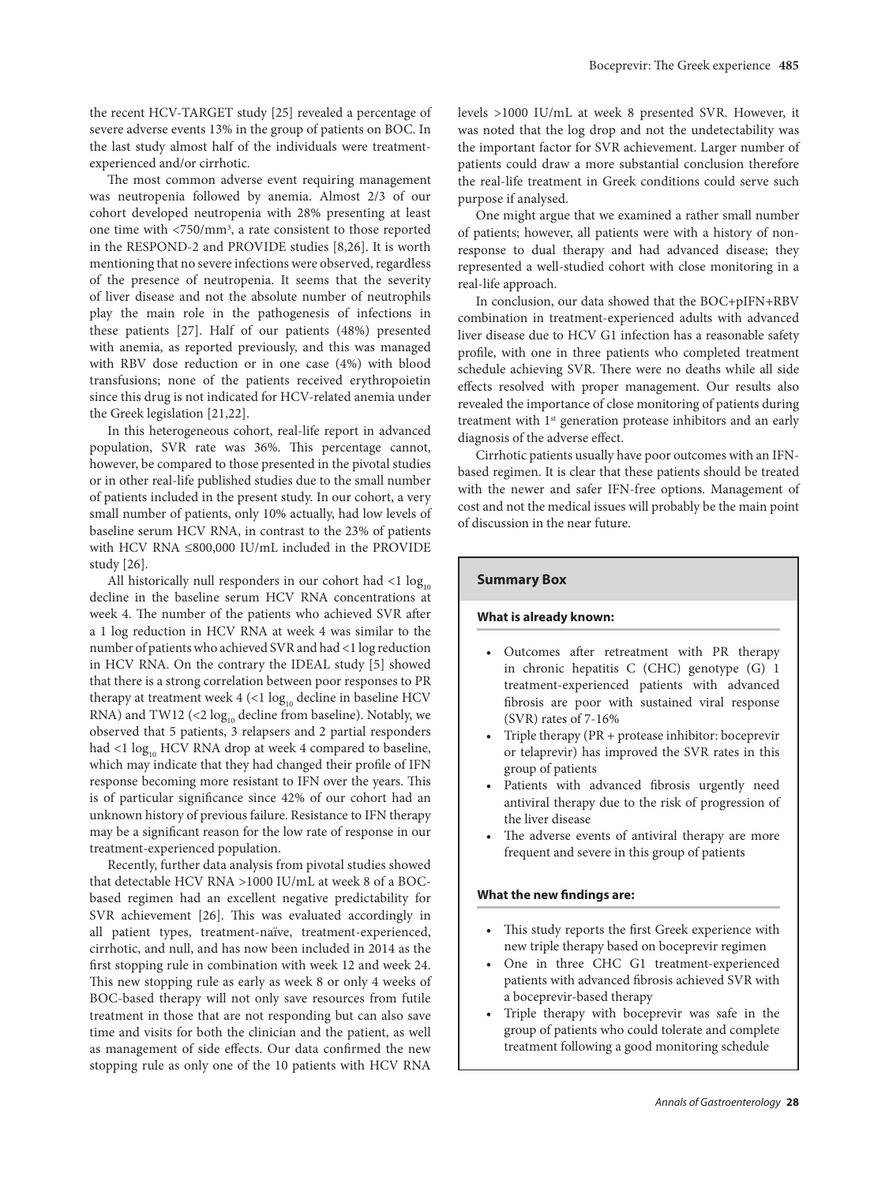the recent HCV-TARGET study [25] revealed a percentage of severe adverse events 13% in the group of patients on BOC. In the last study almost half of the individuals were treatment-experienced and/or cirrhotic.

The most common adverse event requiring management was neutropenia followed by anemia. Almost 2/3 of our cohort developed neutropenia with 28% presenting at least one time with <750/mm$^3$, a rate consistent to those reported in the RESPOND-2 and PROVIDE studies [8,26]. It is worth mentioning that no severe infections were observed, regardless of the presence of neutropenia. It seems that the severity of liver disease and not the absolute number of neutrophils play the main role in the pathogenesis of infections in these patients [27]. Half of our patients (48%) presented with anemia, as reported previously, and this was managed with RBV dose reduction or in one case (4%) with blood transfusions; none of the patients received erythropoietin since this drug is not indicated for HCV-related anemia under the Greek legislation [21,22].

In this heterogeneous cohort, real-life report in advanced population, SVR rate was 36%. This percentage cannot, however, be compared to those presented in the pivotal studies or in other real-life published studies due to the small number of patients included in the present study. In our cohort, a very small number of patients, only 10% actually, had low levels of baseline serum HCV RNA, in contrast to the 23% of patients with HCV RNA ≤800,000 IU/mL included in the PROVIDE study [26].

All historically null responders in our cohort had <1 $\log_{10}$ decline in the baseline serum HCV RNA concentrations at week 4. The number of the patients who achieved SVR after a 1 log reduction in HCV RNA at week 4 was similar to the number of patients who achieved SVR and had <1 log reduction in HCV RNA. On the contrary the IDEAL study [5] showed that there is a strong correlation between poor responses to PR therapy at treatment week 4 (<1 $\log_{10}$ decline in baseline HCV RNA) and TW12 (<2 $\log_{10}$ decline from baseline). Notably, we observed that 5 patients, 3 relapsers and 2 partial responders had <1 $\log_{10}$ HCV RNA drop at week 4 compared to baseline, which may indicate that they had changed their profile of IFN response becoming more resistant to IFN over the years. This is of particular significance since 42% of our cohort had an unknown history of previous failure. Resistance to IFN therapy may be a significant reason for the low rate of response in our treatment-experienced population.

Recently, further data analysis from pivotal studies showed that detectable HCV RNA >1000 IU/mL at week 8 of a BOC-based regimen had an excellent negative predictability for SVR achievement [26]. This was evaluated accordingly in all patient types, treatment-naïve, treatment-experienced, cirrhotic, and null, and has now been included in 2014 as the first stopping rule in combination with week 12 and week 24. This new stopping rule as early as week 8 or only 4 weeks of BOC-based therapy will not only save resources from futile treatment in those that are not responding but can also save time and visits for both the clinician and the patient, as well as management of side effects. Our data confirmed the new stopping rule as only one of the 10 patients with HCV RNA levels >1000 IU/mL at week 8 presented SVR. However, it was noted that the log drop and not the undetectability was the important factor for SVR achievement. Larger number of patients could draw a more substantial conclusion therefore the real-life treatment in Greek conditions could serve such purpose if analysed.

One might argue that we examined a rather small number of patients; however, all patients were with a history of non-response to dual therapy and had advanced disease; they represented a well-studied cohort with close monitoring in a real-life approach.

In conclusion, our data showed that the BOC+pIFN+RBV combination in treatment-experienced adults with advanced liver disease due to HCV G1 infection has a reasonable safety profile, with one in three patients who completed treatment schedule achieving SVR. There were no deaths while all side effects resolved with proper management. Our results also revealed the importance of close monitoring of patients during treatment with 1st generation protease inhibitors and an early diagnosis of the adverse effect.

Cirrhotic patients usually have poor outcomes with an IFN-based regimen. It is clear that these patients should be treated with the newer and safer IFN-free options. Management of cost and not the medical issues will probably be the main point of discussion in the near future.

### Summary Box

**What is already known:**

- Outcomes after retreatment with PR therapy in chronic hepatitis C (CHC) genotype (G) 1 treatment-experienced patients with advanced fibrosis are poor with sustained viral response (SVR) rates of 7-16%
- Triple therapy (PR + protease inhibitor: boceprevir or telaprevir) has improved the SVR rates in this group of patients
- Patients with advanced fibrosis urgently need antiviral therapy due to the risk of progression of the liver disease
- The adverse events of antiviral therapy are more frequent and severe in this group of patients

**What the new findings are:**

- This study reports the first Greek experience with new triple therapy based on boceprevir regimen
- One in three CHC G1 treatment-experienced patients with advanced fibrosis achieved SVR with a boceprevir-based therapy
- Triple therapy with boceprevir was safe in the group of patients who could tolerate and complete treatment following a good monitoring schedule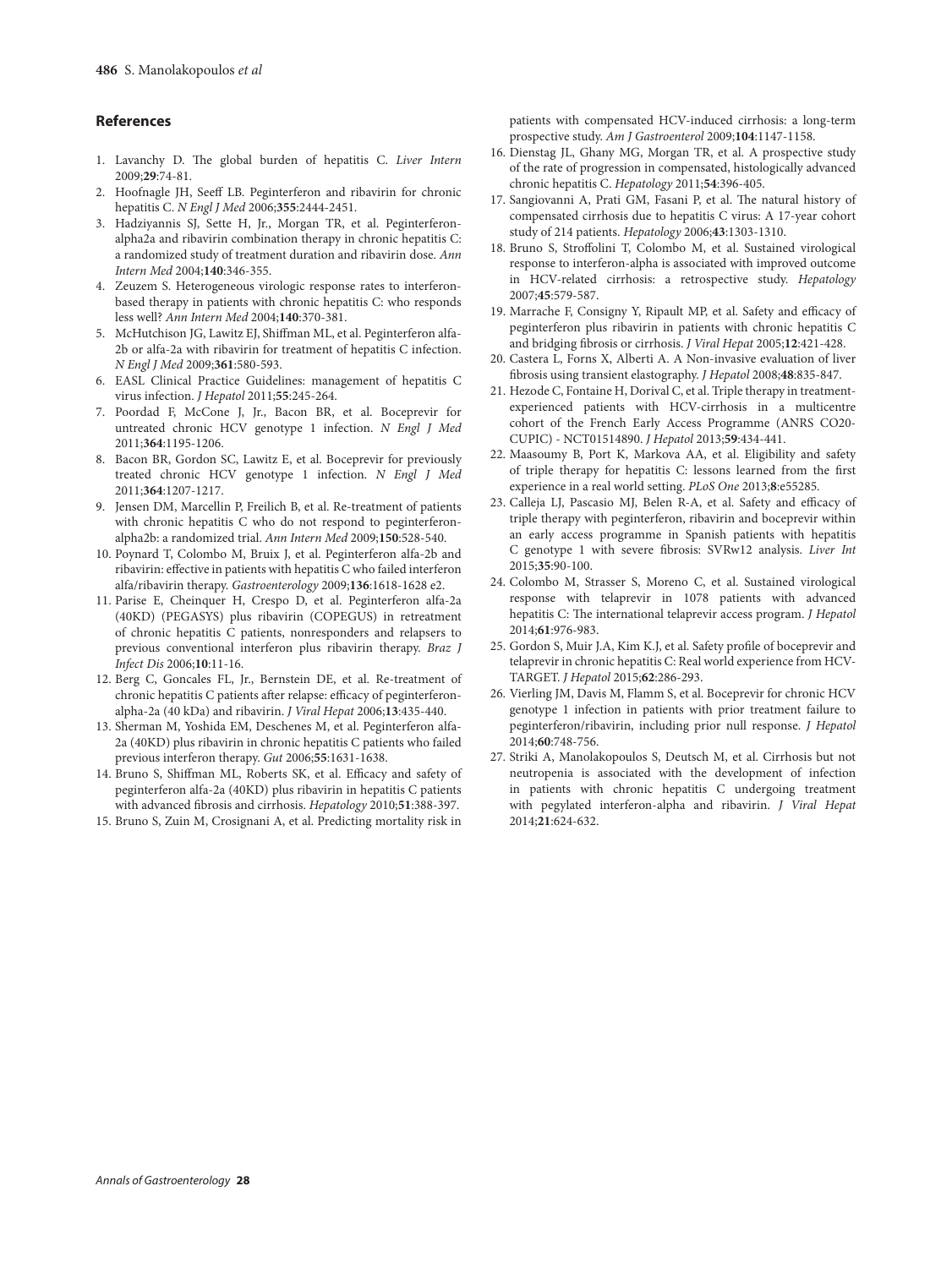## References

1. Lavanchy D. The global burden of hepatitis C. *Liver Intern* 2009;**29**:74-81.
2. Hoofnagle JH, Seeff LB. Peginterferon and ribavirin for chronic hepatitis C. *N Engl J Med* 2006;**355**:2444-2451.
3. Hadziyannis SJ, Sette H, Jr., Morgan TR, et al. Peginterferon-alpha2a and ribavirin combination therapy in chronic hepatitis C: a randomized study of treatment duration and ribavirin dose. *Ann Intern Med* 2004;**140**:346-355.
4. Zeuzem S. Heterogeneous virologic response rates to interferon-based therapy in patients with chronic hepatitis C: who responds less well? *Ann Intern Med* 2004;**140**:370-381.
5. McHutchison JG, Lawitz EJ, Shiffman ML, et al. Peginterferon alfa-2b or alfa-2a with ribavirin for treatment of hepatitis C infection. *N Engl J Med* 2009;**361**:580-593.
6. EASL Clinical Practice Guidelines: management of hepatitis C virus infection. *J Hepatol* 2011;**55**:245-264.
7. Poordad F, McCone J, Jr., Bacon BR, et al. Boceprevir for untreated chronic HCV genotype 1 infection. *N Engl J Med* 2011;**364**:1195-1206.
8. Bacon BR, Gordon SC, Lawitz E, et al. Boceprevir for previously treated chronic HCV genotype 1 infection. *N Engl J Med* 2011;**364**:1207-1217.
9. Jensen DM, Marcellin P, Freilich B, et al. Re-treatment of patients with chronic hepatitis C who do not respond to peginterferon-alpha2b: a randomized trial. *Ann Intern Med* 2009;**150**:528-540.
10. Poynard T, Colombo M, Bruix J, et al. Peginterferon alfa-2b and ribavirin: effective in patients with hepatitis C who failed interferon alfa/ribavirin therapy. *Gastroenterology* 2009;**136**:1618-1628 e2.
11. Parise E, Cheinquer H, Crespo D, et al. Peginterferon alfa-2a (40KD) (PEGASYS) plus ribavirin (COPEGUS) in retreatment of chronic hepatitis C patients, nonresponders and relapsers to previous conventional interferon plus ribavirin therapy. *Braz J Infect Dis* 2006;**10**:11-16.
12. Berg C, Goncales FL, Jr., Bernstein DE, et al. Re-treatment of chronic hepatitis C patients after relapse: efficacy of peginterferon-alpha-2a (40 kDa) and ribavirin. *J Viral Hepat* 2006;**13**:435-440.
13. Sherman M, Yoshida EM, Deschenes M, et al. Peginterferon alfa-2a (40KD) plus ribavirin in chronic hepatitis C patients who failed previous interferon therapy. *Gut* 2006;**55**:1631-1638.
14. Bruno S, Shiffman ML, Roberts SK, et al. Efficacy and safety of peginterferon alfa-2a (40KD) plus ribavirin in hepatitis C patients with advanced fibrosis and cirrhosis. *Hepatology* 2010;**51**:388-397.
15. Bruno S, Zuin M, Crosignani A, et al. Predicting mortality risk in patients with compensated HCV-induced cirrhosis: a long-term prospective study. *Am J Gastroenterol* 2009;**104**:1147-1158.
16. Dienstag JL, Ghany MG, Morgan TR, et al. A prospective study of the rate of progression in compensated, histologically advanced chronic hepatitis C. *Hepatology* 2011;**54**:396-405.
17. Sangiovanni A, Prati GM, Fasani P, et al. The natural history of compensated cirrhosis due to hepatitis C virus: A 17-year cohort study of 214 patients. *Hepatology* 2006;**43**:1303-1310.
18. Bruno S, Stroffolini T, Colombo M, et al. Sustained virological response to interferon-alpha is associated with improved outcome in HCV-related cirrhosis: a retrospective study. *Hepatology* 2007;**45**:579-587.
19. Marrache F, Consigny Y, Ripault MP, et al. Safety and efficacy of peginterferon plus ribavirin in patients with chronic hepatitis C and bridging fibrosis or cirrhosis. *J Viral Hepat* 2005;**12**:421-428.
20. Castera L, Forns X, Alberti A. A Non-invasive evaluation of liver fibrosis using transient elastography. *J Hepatol* 2008;**48**:835-847.
21. Hezode C, Fontaine H, Dorival C, et al. Triple therapy in treatment-experienced patients with HCV-cirrhosis in a multicentre cohort of the French Early Access Programme (ANRS CO20-CUPIC) - NCT01514890. *J Hepatol* 2013;**59**:434-441.
22. Maasoumy B, Port K, Markova AA, et al. Eligibility and safety of triple therapy for hepatitis C: lessons learned from the first experience in a real world setting. *PLoS One* 2013;**8**:e55285.
23. Calleja LJ, Pascasio MJ, Belen R-A, et al. Safety and efficacy of triple therapy with peginterferon, ribavirin and boceprevir within an early access programme in Spanish patients with hepatitis C genotype 1 with severe fibrosis: SVRw12 analysis. *Liver Int* 2015;**35**:90-100.
24. Colombo M, Strasser S, Moreno C, et al. Sustained virological response with telaprevir in 1078 patients with advanced hepatitis C: The international telaprevir access program. *J Hepatol* 2014;**61**:976-983.
25. Gordon S, Muir J.A, Kim K.J, et al. Safety profile of boceprevir and telaprevir in chronic hepatitis C: Real world experience from HCV-TARGET. *J Hepatol* 2015;**62**:286-293.
26. Vierling JM, Davis M, Flamm S, et al. Boceprevir for chronic HCV genotype 1 infection in patients with prior treatment failure to peginterferon/ribavirin, including prior null response. *J Hepatol* 2014;**60**:748-756.
27. Striki A, Manolakopoulos S, Deutsch M, et al. Cirrhosis but not neutropenia is associated with the development of infection in patients with chronic hepatitis C undergoing treatment with pegylated interferon-alpha and ribavirin. *J Viral Hepat* 2014;**21**:624-632.